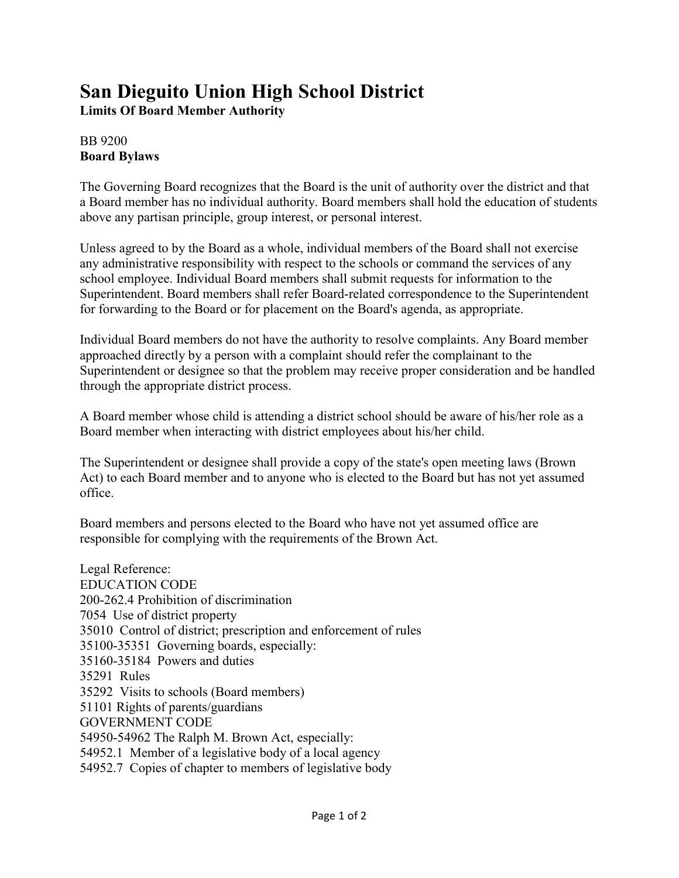# San Dieguito Union High School District

**Limits Of Board Member Authority**

BB 9200
**Board Bylaws**

The Governing Board recognizes that the Board is the unit of authority over the district and that a Board member has no individual authority. Board members shall hold the education of students above any partisan principle, group interest, or personal interest.

Unless agreed to by the Board as a whole, individual members of the Board shall not exercise any administrative responsibility with respect to the schools or command the services of any school employee. Individual Board members shall submit requests for information to the Superintendent. Board members shall refer Board-related correspondence to the Superintendent for forwarding to the Board or for placement on the Board's agenda, as appropriate.

Individual Board members do not have the authority to resolve complaints. Any Board member approached directly by a person with a complaint should refer the complainant to the Superintendent or designee so that the problem may receive proper consideration and be handled through the appropriate district process.

A Board member whose child is attending a district school should be aware of his/her role as a Board member when interacting with district employees about his/her child.

The Superintendent or designee shall provide a copy of the state's open meeting laws (Brown Act) to each Board member and to anyone who is elected to the Board but has not yet assumed office.

Board members and persons elected to the Board who have not yet assumed office are responsible for complying with the requirements of the Brown Act.

Legal Reference:
EDUCATION CODE
200-262.4 Prohibition of discrimination
7054 Use of district property
35010 Control of district; prescription and enforcement of rules
35100-35351 Governing boards, especially:
35160-35184 Powers and duties
35291 Rules
35292 Visits to schools (Board members)
51101 Rights of parents/guardians
GOVERNMENT CODE
54950-54962 The Ralph M. Brown Act, especially:
54952.1 Member of a legislative body of a local agency
54952.7 Copies of chapter to members of legislative body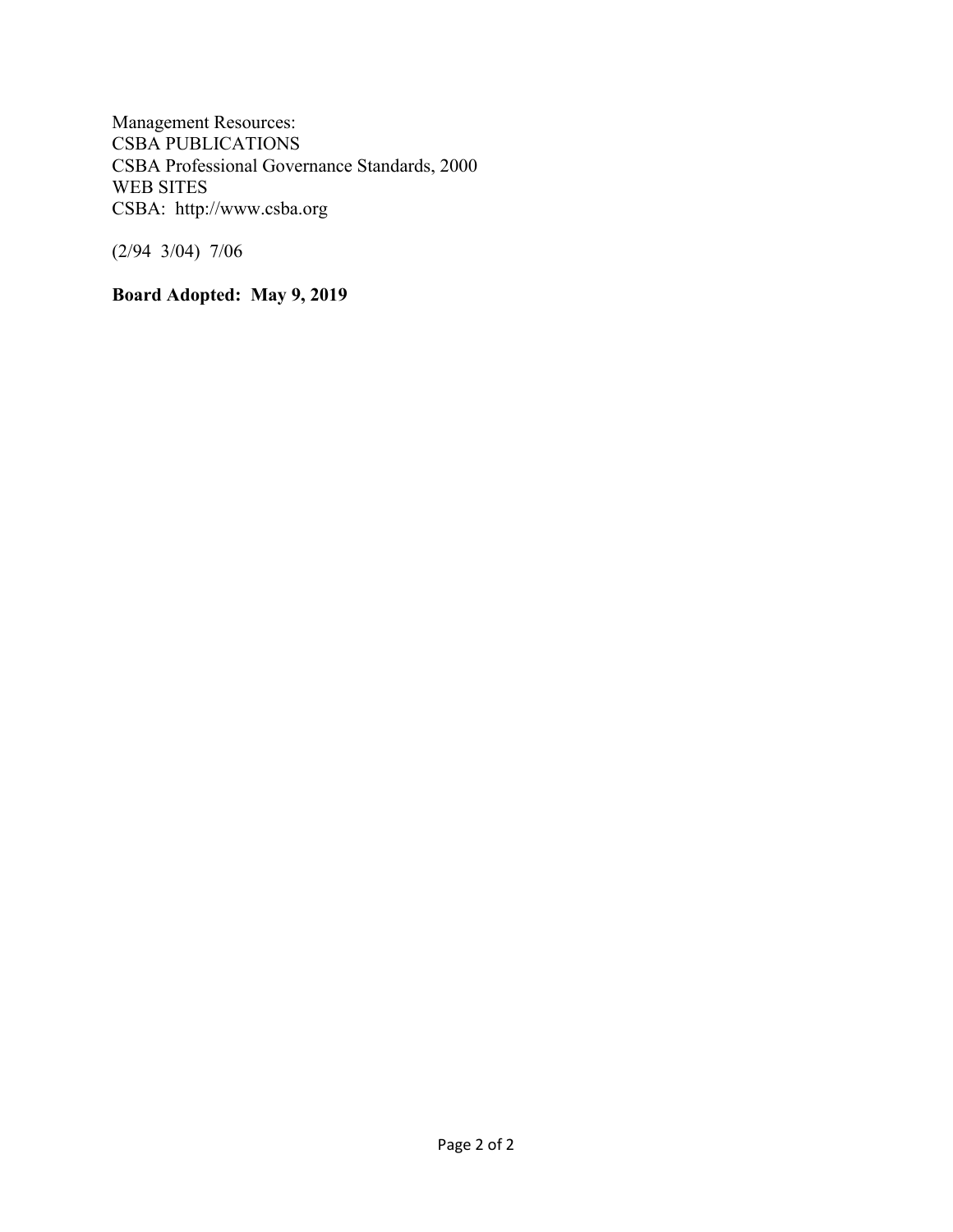Management Resources:
CSBA PUBLICATIONS
CSBA Professional Governance Standards, 2000
WEB SITES
CSBA: http://www.csba.org

(2/94 3/04) 7/06

**Board Adopted: May 9, 2019**